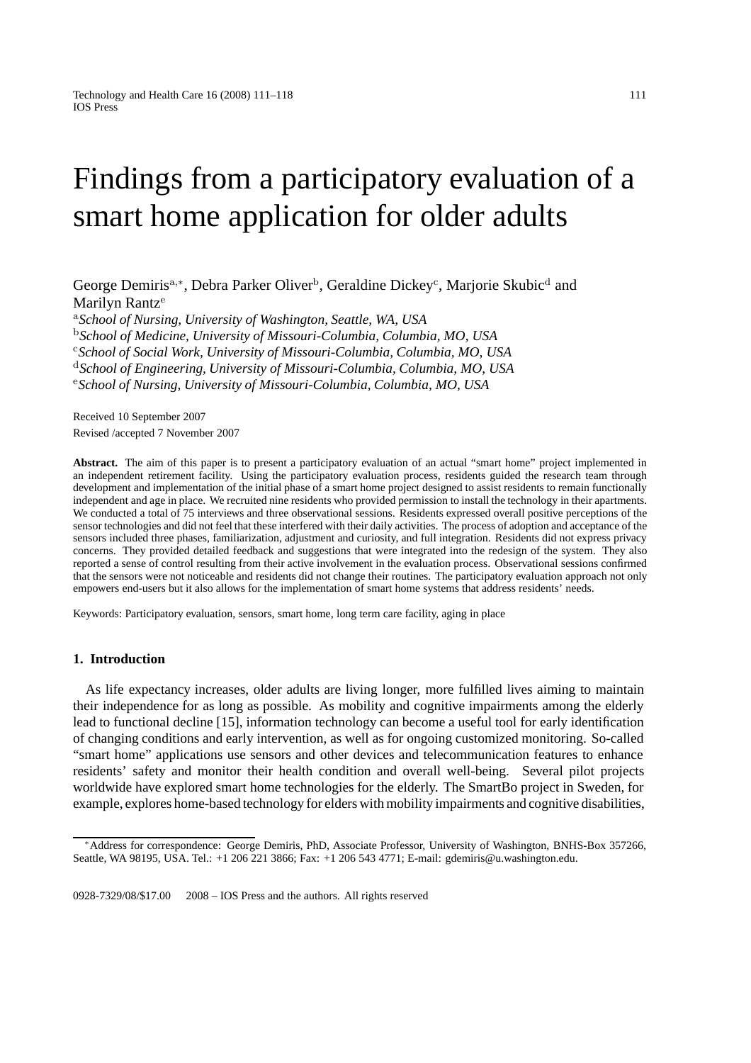# Findings from a participatory evaluation of a smart home application for older adults

George Demiris[a,*], Debra Parker Oliver[b], Geraldine Dickey[c], Marjorie Skubic[d] and Marilyn Rantz[e]

[a]*School of Nursing, University of Washington, Seattle, WA, USA*
[b]*School of Medicine, University of Missouri-Columbia, Columbia, MO, USA*
[c]*School of Social Work, University of Missouri-Columbia, Columbia, MO, USA*
[d]*School of Engineering, University of Missouri-Columbia, Columbia, MO, USA*
[e]*School of Nursing, University of Missouri-Columbia, Columbia, MO, USA*

Received 10 September 2007
Revised /accepted 7 November 2007

**Abstract.** The aim of this paper is to present a participatory evaluation of an actual "smart home" project implemented in an independent retirement facility. Using the participatory evaluation process, residents guided the research team through development and implementation of the initial phase of a smart home project designed to assist residents to remain functionally independent and age in place. We recruited nine residents who provided permission to install the technology in their apartments. We conducted a total of 75 interviews and three observational sessions. Residents expressed overall positive perceptions of the sensor technologies and did not feel that these interfered with their daily activities. The process of adoption and acceptance of the sensors included three phases, familiarization, adjustment and curiosity, and full integration. Residents did not express privacy concerns. They provided detailed feedback and suggestions that were integrated into the redesign of the system. They also reported a sense of control resulting from their active involvement in the evaluation process. Observational sessions confirmed that the sensors were not noticeable and residents did not change their routines. The participatory evaluation approach not only empowers end-users but it also allows for the implementation of smart home systems that address residents' needs.

Keywords: Participatory evaluation, sensors, smart home, long term care facility, aging in place

## 1. Introduction

As life expectancy increases, older adults are living longer, more fulfilled lives aiming to maintain their independence for as long as possible. As mobility and cognitive impairments among the elderly lead to functional decline [15], information technology can become a useful tool for early identification of changing conditions and early intervention, as well as for ongoing customized monitoring. So-called "smart home" applications use sensors and other devices and telecommunication features to enhance residents' safety and monitor their health condition and overall well-being. Several pilot projects worldwide have explored smart home technologies for the elderly. The SmartBo project in Sweden, for example, explores home-based technology for elders with mobility impairments and cognitive disabilities,

*Address for correspondence: George Demiris, PhD, Associate Professor, University of Washington, BNHS-Box 357266, Seattle, WA 98195, USA. Tel.: +1 206 221 3866; Fax: +1 206 543 4771; E-mail: gdemiris@u.washington.edu.

0928-7329/08/$17.00 2008 – IOS Press and the authors. All rights reserved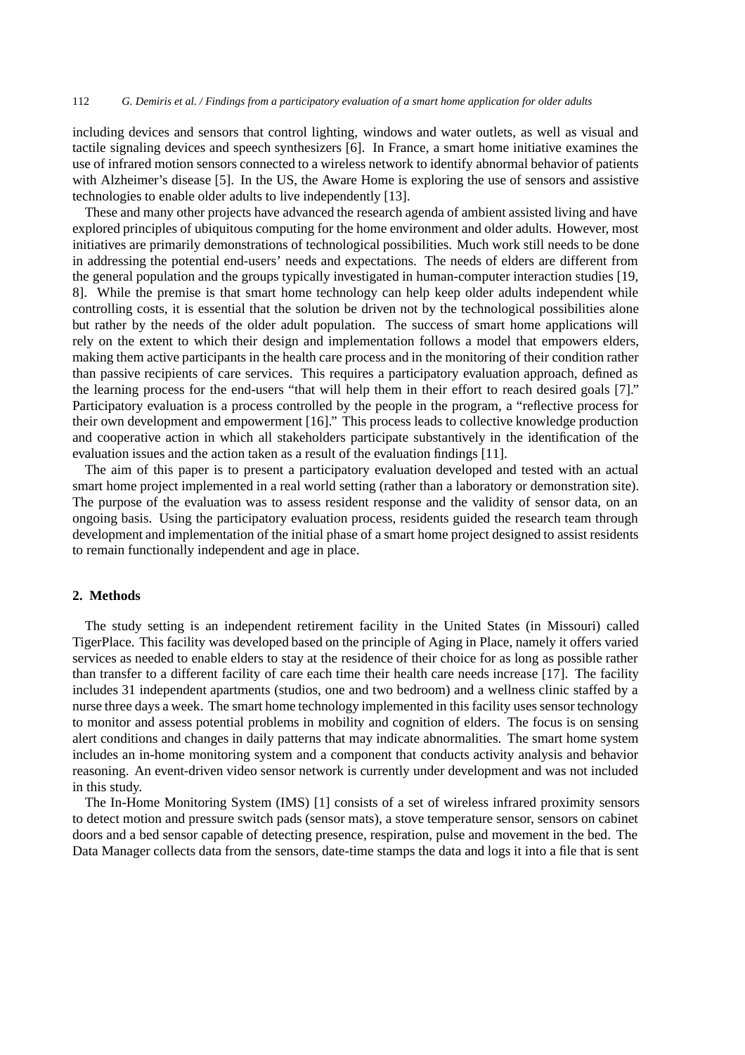including devices and sensors that control lighting, windows and water outlets, as well as visual and tactile signaling devices and speech synthesizers [6]. In France, a smart home initiative examines the use of infrared motion sensors connected to a wireless network to identify abnormal behavior of patients with Alzheimer's disease [5]. In the US, the Aware Home is exploring the use of sensors and assistive technologies to enable older adults to live independently [13].

These and many other projects have advanced the research agenda of ambient assisted living and have explored principles of ubiquitous computing for the home environment and older adults. However, most initiatives are primarily demonstrations of technological possibilities. Much work still needs to be done in addressing the potential end-users' needs and expectations. The needs of elders are different from the general population and the groups typically investigated in human-computer interaction studies [19, 8]. While the premise is that smart home technology can help keep older adults independent while controlling costs, it is essential that the solution be driven not by the technological possibilities alone but rather by the needs of the older adult population. The success of smart home applications will rely on the extent to which their design and implementation follows a model that empowers elders, making them active participants in the health care process and in the monitoring of their condition rather than passive recipients of care services. This requires a participatory evaluation approach, defined as the learning process for the end-users "that will help them in their effort to reach desired goals [7]." Participatory evaluation is a process controlled by the people in the program, a "reflective process for their own development and empowerment [16]." This process leads to collective knowledge production and cooperative action in which all stakeholders participate substantively in the identification of the evaluation issues and the action taken as a result of the evaluation findings [11].

The aim of this paper is to present a participatory evaluation developed and tested with an actual smart home project implemented in a real world setting (rather than a laboratory or demonstration site). The purpose of the evaluation was to assess resident response and the validity of sensor data, on an ongoing basis. Using the participatory evaluation process, residents guided the research team through development and implementation of the initial phase of a smart home project designed to assist residents to remain functionally independent and age in place.

## 2. Methods

The study setting is an independent retirement facility in the United States (in Missouri) called TigerPlace. This facility was developed based on the principle of Aging in Place, namely it offers varied services as needed to enable elders to stay at the residence of their choice for as long as possible rather than transfer to a different facility of care each time their health care needs increase [17]. The facility includes 31 independent apartments (studios, one and two bedroom) and a wellness clinic staffed by a nurse three days a week. The smart home technology implemented in this facility uses sensor technology to monitor and assess potential problems in mobility and cognition of elders. The focus is on sensing alert conditions and changes in daily patterns that may indicate abnormalities. The smart home system includes an in-home monitoring system and a component that conducts activity analysis and behavior reasoning. An event-driven video sensor network is currently under development and was not included in this study.

The In-Home Monitoring System (IMS) [1] consists of a set of wireless infrared proximity sensors to detect motion and pressure switch pads (sensor mats), a stove temperature sensor, sensors on cabinet doors and a bed sensor capable of detecting presence, respiration, pulse and movement in the bed. The Data Manager collects data from the sensors, date-time stamps the data and logs it into a file that is sent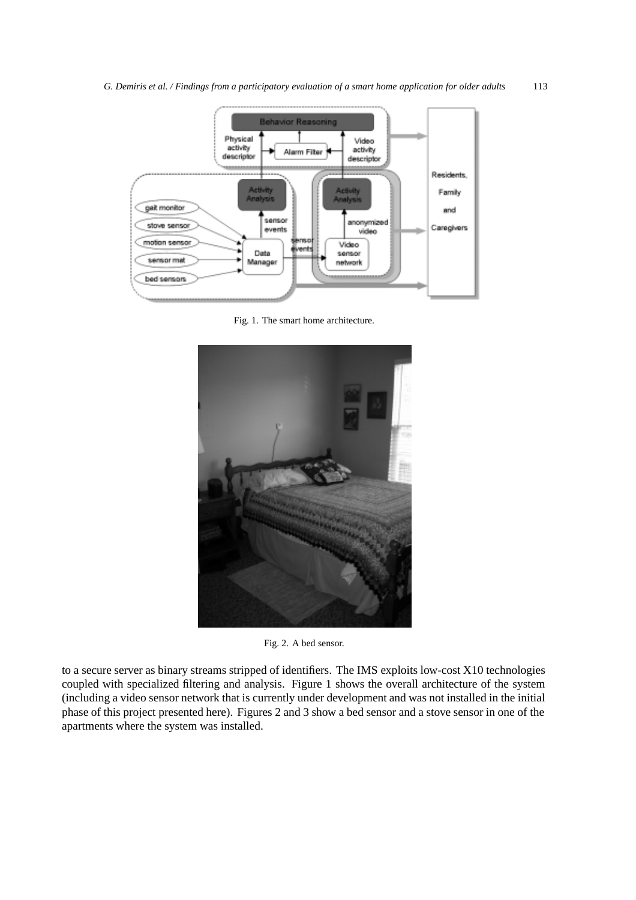Fig. 1. The smart home architecture.

Fig. 2. A bed sensor.

to a secure server as binary streams stripped of identifiers. The IMS exploits low-cost X10 technologies coupled with specialized filtering and analysis. Figure 1 shows the overall architecture of the system (including a video sensor network that is currently under development and was not installed in the initial phase of this project presented here). Figures 2 and 3 show a bed sensor and a stove sensor in one of the apartments where the system was installed.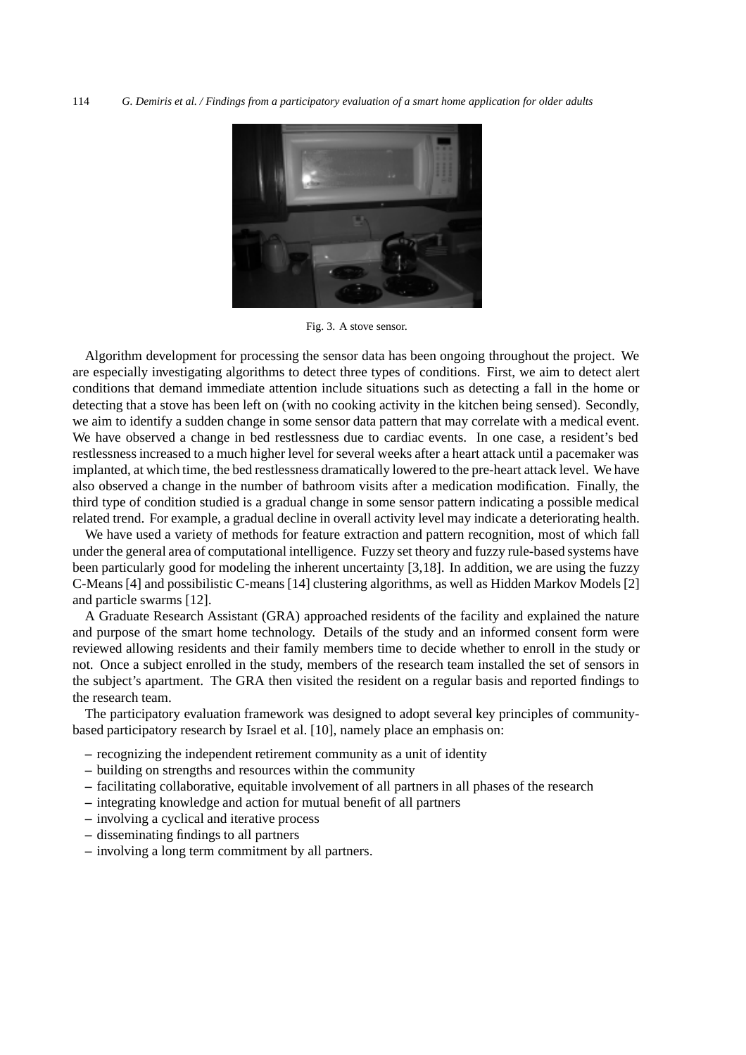Fig. 3. A stove sensor.

Algorithm development for processing the sensor data has been ongoing throughout the project. We are especially investigating algorithms to detect three types of conditions. First, we aim to detect alert conditions that demand immediate attention include situations such as detecting a fall in the home or detecting that a stove has been left on (with no cooking activity in the kitchen being sensed). Secondly, we aim to identify a sudden change in some sensor data pattern that may correlate with a medical event. We have observed a change in bed restlessness due to cardiac events. In one case, a resident's bed restlessness increased to a much higher level for several weeks after a heart attack until a pacemaker was implanted, at which time, the bed restlessness dramatically lowered to the pre-heart attack level. We have also observed a change in the number of bathroom visits after a medication modification. Finally, the third type of condition studied is a gradual change in some sensor pattern indicating a possible medical related trend. For example, a gradual decline in overall activity level may indicate a deteriorating health.

We have used a variety of methods for feature extraction and pattern recognition, most of which fall under the general area of computational intelligence. Fuzzy set theory and fuzzy rule-based systems have been particularly good for modeling the inherent uncertainty [3,18]. In addition, we are using the fuzzy C-Means [4] and possibilistic C-means [14] clustering algorithms, as well as Hidden Markov Models [2] and particle swarms [12].

A Graduate Research Assistant (GRA) approached residents of the facility and explained the nature and purpose of the smart home technology. Details of the study and an informed consent form were reviewed allowing residents and their family members time to decide whether to enroll in the study or not. Once a subject enrolled in the study, members of the research team installed the set of sensors in the subject's apartment. The GRA then visited the resident on a regular basis and reported findings to the research team.

The participatory evaluation framework was designed to adopt several key principles of community-based participatory research by Israel et al. [10], namely place an emphasis on:

- recognizing the independent retirement community as a unit of identity
- building on strengths and resources within the community
- facilitating collaborative, equitable involvement of all partners in all phases of the research
- integrating knowledge and action for mutual benefit of all partners
- involving a cyclical and iterative process
- disseminating findings to all partners
- involving a long term commitment by all partners.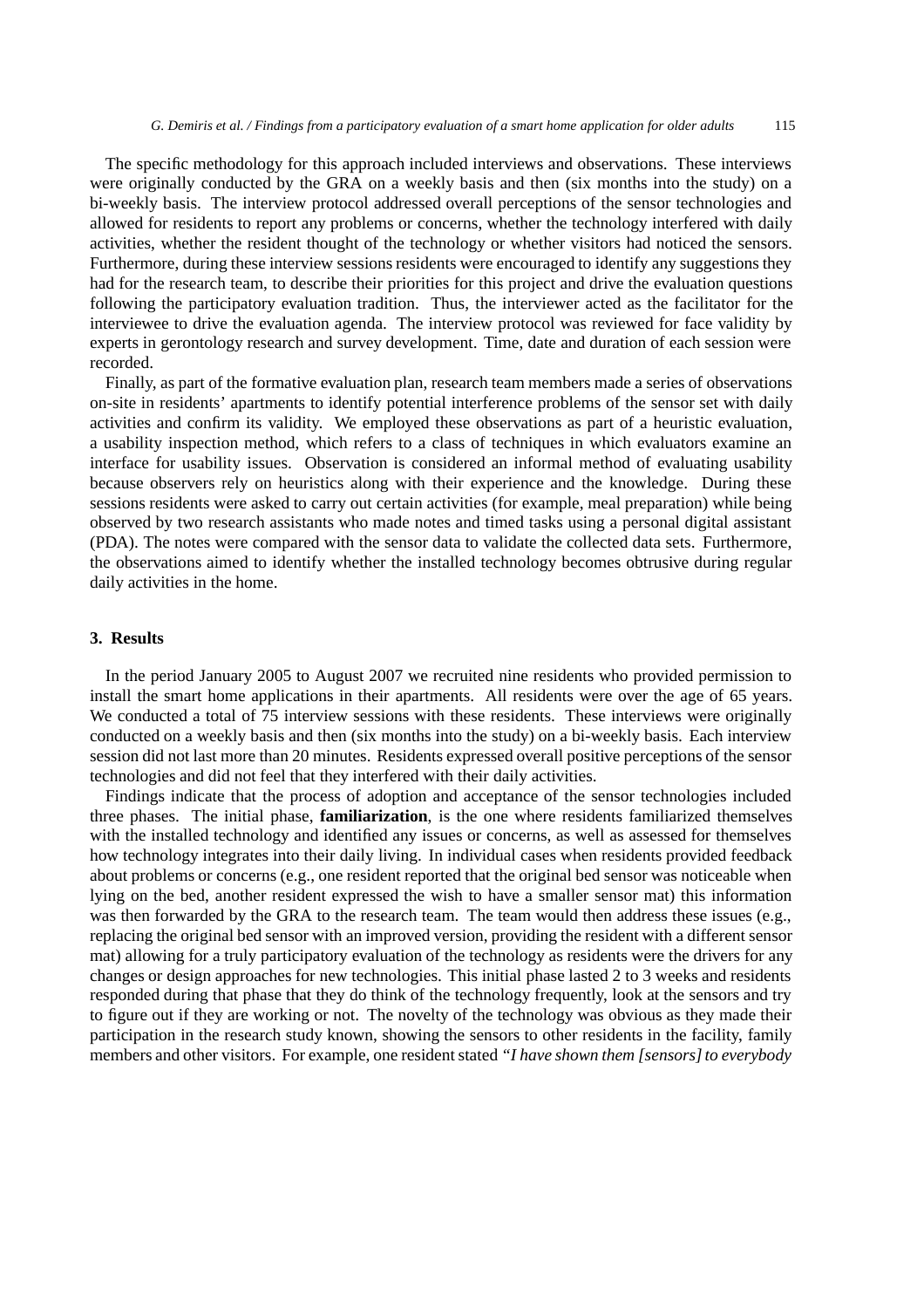The specific methodology for this approach included interviews and observations. These interviews were originally conducted by the GRA on a weekly basis and then (six months into the study) on a bi-weekly basis. The interview protocol addressed overall perceptions of the sensor technologies and allowed for residents to report any problems or concerns, whether the technology interfered with daily activities, whether the resident thought of the technology or whether visitors had noticed the sensors. Furthermore, during these interview sessions residents were encouraged to identify any suggestions they had for the research team, to describe their priorities for this project and drive the evaluation questions following the participatory evaluation tradition. Thus, the interviewer acted as the facilitator for the interviewee to drive the evaluation agenda. The interview protocol was reviewed for face validity by experts in gerontology research and survey development. Time, date and duration of each session were recorded.

Finally, as part of the formative evaluation plan, research team members made a series of observations on-site in residents' apartments to identify potential interference problems of the sensor set with daily activities and confirm its validity. We employed these observations as part of a heuristic evaluation, a usability inspection method, which refers to a class of techniques in which evaluators examine an interface for usability issues. Observation is considered an informal method of evaluating usability because observers rely on heuristics along with their experience and the knowledge. During these sessions residents were asked to carry out certain activities (for example, meal preparation) while being observed by two research assistants who made notes and timed tasks using a personal digital assistant (PDA). The notes were compared with the sensor data to validate the collected data sets. Furthermore, the observations aimed to identify whether the installed technology becomes obtrusive during regular daily activities in the home.

## 3. Results

In the period January 2005 to August 2007 we recruited nine residents who provided permission to install the smart home applications in their apartments. All residents were over the age of 65 years. We conducted a total of 75 interview sessions with these residents. These interviews were originally conducted on a weekly basis and then (six months into the study) on a bi-weekly basis. Each interview session did not last more than 20 minutes. Residents expressed overall positive perceptions of the sensor technologies and did not feel that they interfered with their daily activities.

Findings indicate that the process of adoption and acceptance of the sensor technologies included three phases. The initial phase, **familiarization**, is the one where residents familiarized themselves with the installed technology and identified any issues or concerns, as well as assessed for themselves how technology integrates into their daily living. In individual cases when residents provided feedback about problems or concerns (e.g., one resident reported that the original bed sensor was noticeable when lying on the bed, another resident expressed the wish to have a smaller sensor mat) this information was then forwarded by the GRA to the research team. The team would then address these issues (e.g., replacing the original bed sensor with an improved version, providing the resident with a different sensor mat) allowing for a truly participatory evaluation of the technology as residents were the drivers for any changes or design approaches for new technologies. This initial phase lasted 2 to 3 weeks and residents responded during that phase that they do think of the technology frequently, look at the sensors and try to figure out if they are working or not. The novelty of the technology was obvious as they made their participation in the research study known, showing the sensors to other residents in the facility, family members and other visitors. For example, one resident stated *"I have shown them [sensors] to everybody*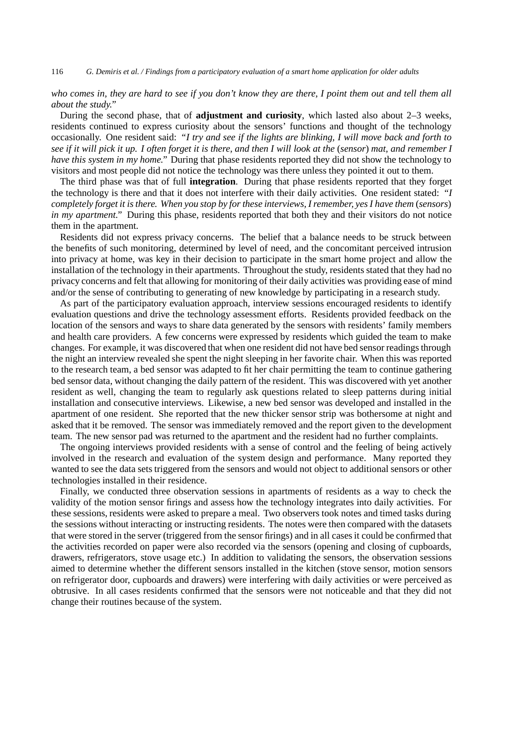*who comes in, they are hard to see if you don't know they are there, I point them out and tell them all about the study.*"

During the second phase, that of **adjustment and curiosity**, which lasted also about 2–3 weeks, residents continued to express curiosity about the sensors' functions and thought of the technology occasionally. One resident said: *"I try and see if the lights are blinking, I will move back and forth to see if it will pick it up. I often forget it is there, and then I will look at the* (*sensor*) *mat, and remember I have this system in my home.*" During that phase residents reported they did not show the technology to visitors and most people did not notice the technology was there unless they pointed it out to them.

The third phase was that of full **integration**. During that phase residents reported that they forget the technology is there and that it does not interfere with their daily activities. One resident stated: *"I completely forget it is there. When you stop by for these interviews, I remember, yes I have them* (*sensors*) *in my apartment.*" During this phase, residents reported that both they and their visitors do not notice them in the apartment.

Residents did not express privacy concerns. The belief that a balance needs to be struck between the benefits of such monitoring, determined by level of need, and the concomitant perceived intrusion into privacy at home, was key in their decision to participate in the smart home project and allow the installation of the technology in their apartments. Throughout the study, residents stated that they had no privacy concerns and felt that allowing for monitoring of their daily activities was providing ease of mind and/or the sense of contributing to generating of new knowledge by participating in a research study.

As part of the participatory evaluation approach, interview sessions encouraged residents to identify evaluation questions and drive the technology assessment efforts. Residents provided feedback on the location of the sensors and ways to share data generated by the sensors with residents' family members and health care providers. A few concerns were expressed by residents which guided the team to make changes. For example, it was discovered that when one resident did not have bed sensor readings through the night an interview revealed she spent the night sleeping in her favorite chair. When this was reported to the research team, a bed sensor was adapted to fit her chair permitting the team to continue gathering bed sensor data, without changing the daily pattern of the resident. This was discovered with yet another resident as well, changing the team to regularly ask questions related to sleep patterns during initial installation and consecutive interviews. Likewise, a new bed sensor was developed and installed in the apartment of one resident. She reported that the new thicker sensor strip was bothersome at night and asked that it be removed. The sensor was immediately removed and the report given to the development team. The new sensor pad was returned to the apartment and the resident had no further complaints.

The ongoing interviews provided residents with a sense of control and the feeling of being actively involved in the research and evaluation of the system design and performance. Many reported they wanted to see the data sets triggered from the sensors and would not object to additional sensors or other technologies installed in their residence.

Finally, we conducted three observation sessions in apartments of residents as a way to check the validity of the motion sensor firings and assess how the technology integrates into daily activities. For these sessions, residents were asked to prepare a meal. Two observers took notes and timed tasks during the sessions without interacting or instructing residents. The notes were then compared with the datasets that were stored in the server (triggered from the sensor firings) and in all cases it could be confirmed that the activities recorded on paper were also recorded via the sensors (opening and closing of cupboards, drawers, refrigerators, stove usage etc.) In addition to validating the sensors, the observation sessions aimed to determine whether the different sensors installed in the kitchen (stove sensor, motion sensors on refrigerator door, cupboards and drawers) were interfering with daily activities or were perceived as obtrusive. In all cases residents confirmed that the sensors were not noticeable and that they did not change their routines because of the system.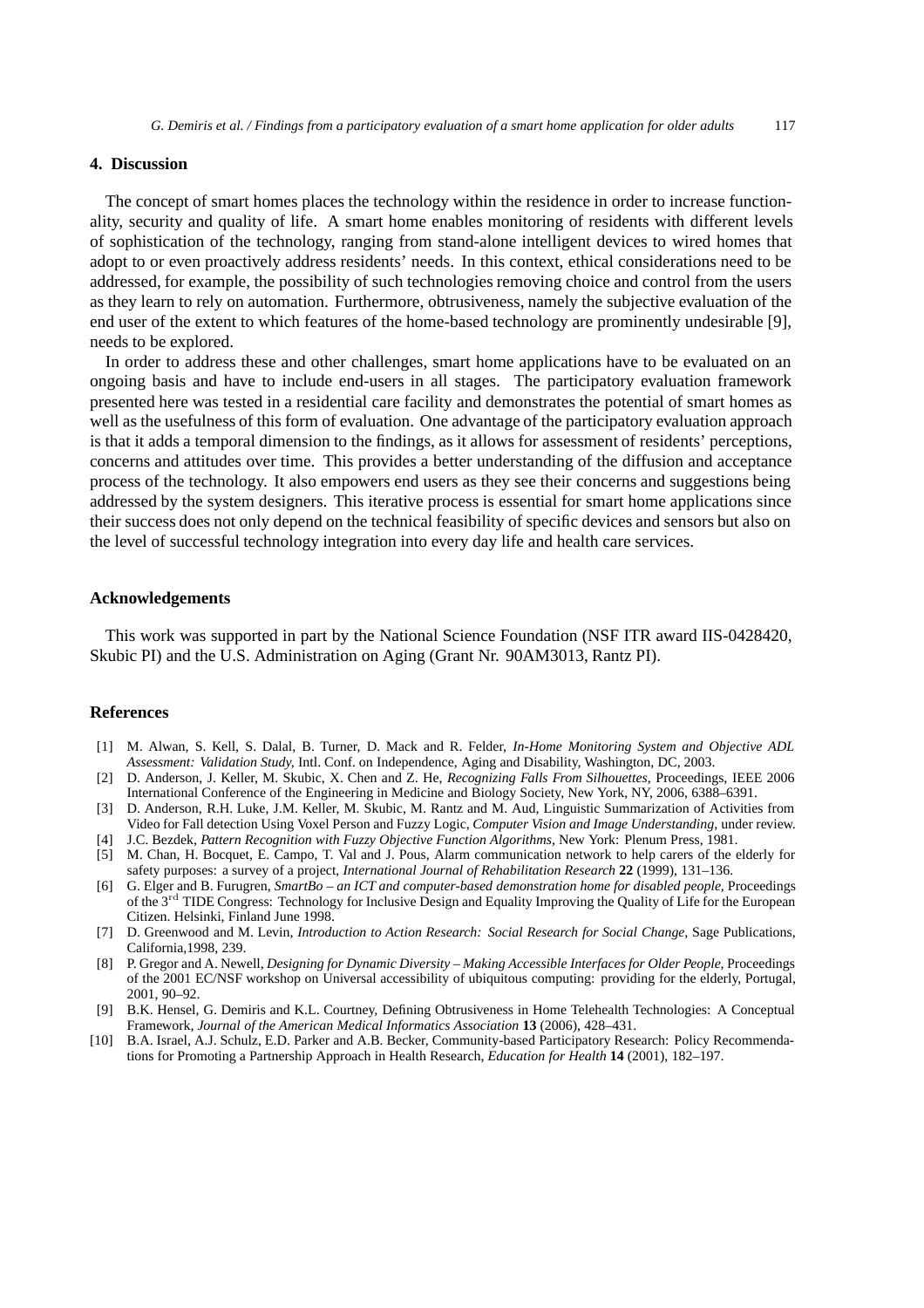## 4. Discussion

The concept of smart homes places the technology within the residence in order to increase functionality, security and quality of life. A smart home enables monitoring of residents with different levels of sophistication of the technology, ranging from stand-alone intelligent devices to wired homes that adopt to or even proactively address residents' needs. In this context, ethical considerations need to be addressed, for example, the possibility of such technologies removing choice and control from the users as they learn to rely on automation. Furthermore, obtrusiveness, namely the subjective evaluation of the end user of the extent to which features of the home-based technology are prominently undesirable [9], needs to be explored.

In order to address these and other challenges, smart home applications have to be evaluated on an ongoing basis and have to include end-users in all stages. The participatory evaluation framework presented here was tested in a residential care facility and demonstrates the potential of smart homes as well as the usefulness of this form of evaluation. One advantage of the participatory evaluation approach is that it adds a temporal dimension to the findings, as it allows for assessment of residents' perceptions, concerns and attitudes over time. This provides a better understanding of the diffusion and acceptance process of the technology. It also empowers end users as they see their concerns and suggestions being addressed by the system designers. This iterative process is essential for smart home applications since their success does not only depend on the technical feasibility of specific devices and sensors but also on the level of successful technology integration into every day life and health care services.

## Acknowledgements

This work was supported in part by the National Science Foundation (NSF ITR award IIS-0428420, Skubic PI) and the U.S. Administration on Aging (Grant Nr. 90AM3013, Rantz PI).

## References

[1] M. Alwan, S. Kell, S. Dalal, B. Turner, D. Mack and R. Felder, *In-Home Monitoring System and Objective ADL Assessment: Validation Study,* Intl. Conf. on Independence, Aging and Disability, Washington, DC, 2003.

[2] D. Anderson, J. Keller, M. Skubic, X. Chen and Z. He, *Recognizing Falls From Silhouettes,* Proceedings, IEEE 2006 International Conference of the Engineering in Medicine and Biology Society, New York, NY, 2006, 6388–6391.

[3] D. Anderson, R.H. Luke, J.M. Keller, M. Skubic, M. Rantz and M. Aud, Linguistic Summarization of Activities from Video for Fall detection Using Voxel Person and Fuzzy Logic, *Computer Vision and Image Understanding*, under review.

[4] J.C. Bezdek, *Pattern Recognition with Fuzzy Objective Function Algorithms,* New York: Plenum Press, 1981.

[5] M. Chan, H. Bocquet, E. Campo, T. Val and J. Pous, Alarm communication network to help carers of the elderly for safety purposes: a survey of a project, *International Journal of Rehabilitation Research* **22** (1999), 131–136.

[6] G. Elger and B. Furugren, *SmartBo – an ICT and computer-based demonstration home for disabled people,* Proceedings of the 3rd TIDE Congress: Technology for Inclusive Design and Equality Improving the Quality of Life for the European Citizen. Helsinki, Finland June 1998.

[7] D. Greenwood and M. Levin, *Introduction to Action Research: Social Research for Social Change,* Sage Publications, California,1998, 239.

[8] P. Gregor and A. Newell, *Designing for Dynamic Diversity – Making Accessible Interfaces for Older People,* Proceedings of the 2001 EC/NSF workshop on Universal accessibility of ubiquitous computing: providing for the elderly, Portugal, 2001, 90–92.

[9] B.K. Hensel, G. Demiris and K.L. Courtney, Defining Obtrusiveness in Home Telehealth Technologies: A Conceptual Framework, *Journal of the American Medical Informatics Association* **13** (2006), 428–431.

[10] B.A. Israel, A.J. Schulz, E.D. Parker and A.B. Becker, Community-based Participatory Research: Policy Recommendations for Promoting a Partnership Approach in Health Research, *Education for Health* **14** (2001), 182–197.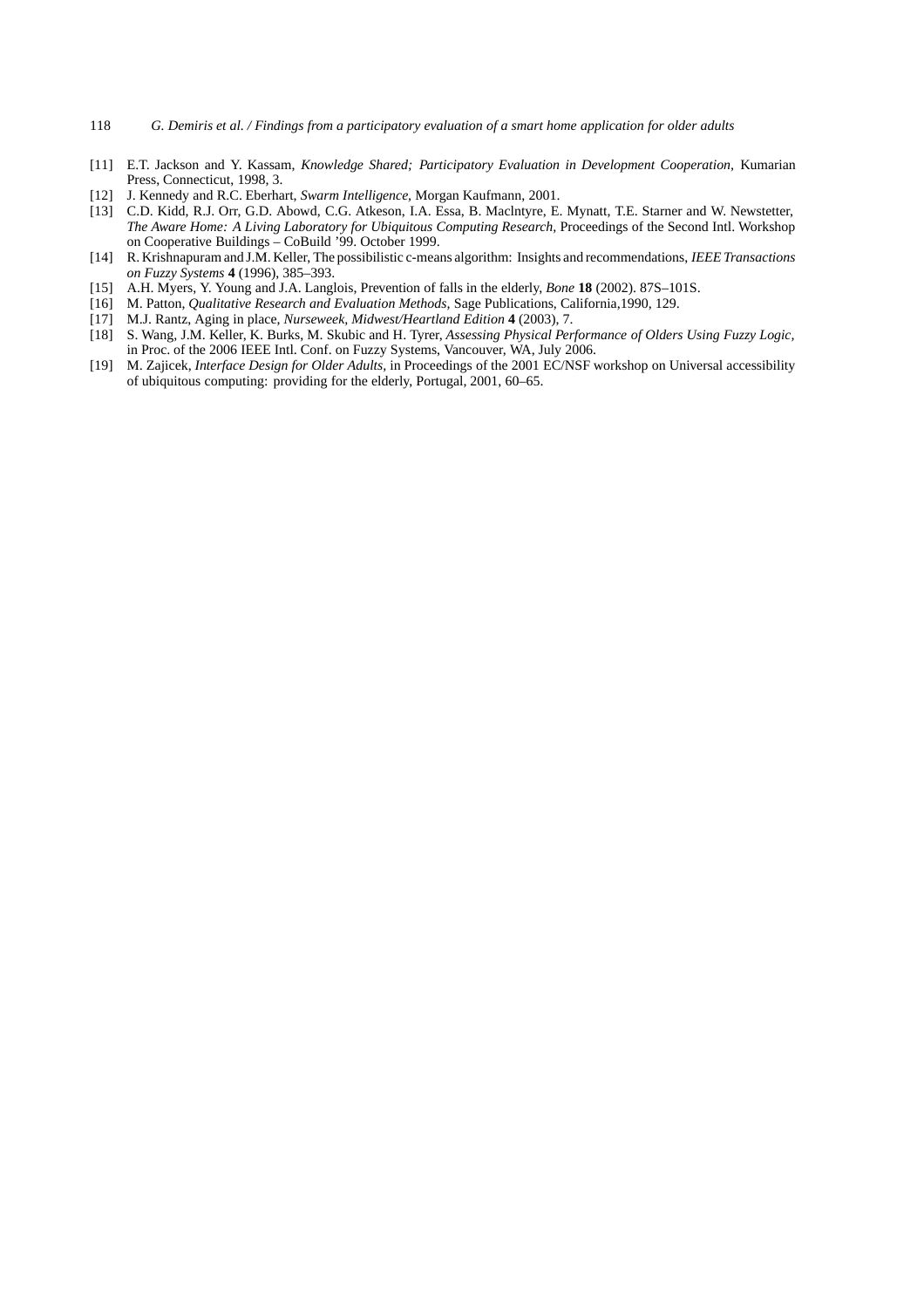[11] E.T. Jackson and Y. Kassam, *Knowledge Shared; Participatory Evaluation in Development Cooperation*, Kumarian Press, Connecticut, 1998, 3.

[12] J. Kennedy and R.C. Eberhart, *Swarm Intelligence*, Morgan Kaufmann, 2001.

[13] C.D. Kidd, R.J. Orr, G.D. Abowd, C.G. Atkeson, I.A. Essa, B. Maclntyre, E. Mynatt, T.E. Starner and W. Newstetter, *The Aware Home: A Living Laboratory for Ubiquitous Computing Research*, Proceedings of the Second Intl. Workshop on Cooperative Buildings – CoBuild '99. October 1999.

[14] R. Krishnapuram and J.M. Keller, The possibilistic c-means algorithm: Insights and recommendations, *IEEE Transactions on Fuzzy Systems* **4** (1996), 385–393.

[15] A.H. Myers, Y. Young and J.A. Langlois, Prevention of falls in the elderly, *Bone* **18** (2002). 87S–101S.

[16] M. Patton, *Qualitative Research and Evaluation Methods*, Sage Publications, California,1990, 129.

[17] M.J. Rantz, Aging in place, *Nurseweek, Midwest/Heartland Edition* **4** (2003), 7.

[18] S. Wang, J.M. Keller, K. Burks, M. Skubic and H. Tyrer, *Assessing Physical Performance of Olders Using Fuzzy Logic*, in Proc. of the 2006 IEEE Intl. Conf. on Fuzzy Systems, Vancouver, WA, July 2006.

[19] M. Zajicek, *Interface Design for Older Adults*, in Proceedings of the 2001 EC/NSF workshop on Universal accessibility of ubiquitous computing: providing for the elderly, Portugal, 2001, 60–65.